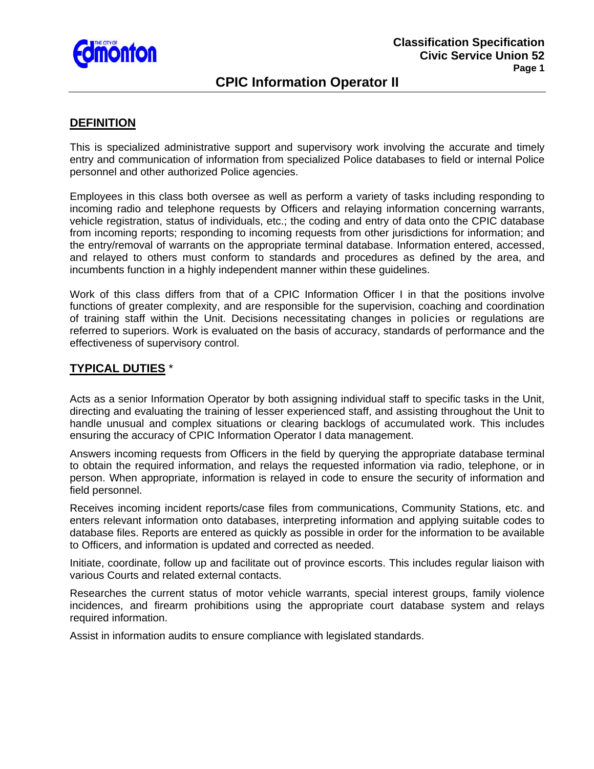# CPIC Information Operator II

## DEFINITION

This is specialized administrative support and supervisory work involving the accurate and timely entry and communication of information from specialized Police databases to field or internal Police personnel and other authorized Police agencies.

Employees in this class both oversee as well as perform a variety of tasks including responding to incoming radio and telephone requests by Officers and relaying information concerning warrants, vehicle registration, status of individuals, etc.; the coding and entry of data onto the CPIC database from incoming reports; responding to incoming requests from other jurisdictions for information; and the entry/removal of warrants on the appropriate terminal database. Information entered, accessed, and relayed to others must conform to standards and procedures as defined by the area, and incumbents function in a highly independent manner within these guidelines.

Work of this class differs from that of a CPIC Information Officer I in that the positions involve functions of greater complexity, and are responsible for the supervision, coaching and coordination of training staff within the Unit. Decisions necessitating changes in policies or regulations are referred to superiors. Work is evaluated on the basis of accuracy, standards of performance and the effectiveness of supervisory control.

## TYPICAL DUTIES *

Acts as a senior Information Operator by both assigning individual staff to specific tasks in the Unit, directing and evaluating the training of lesser experienced staff, and assisting throughout the Unit to handle unusual and complex situations or clearing backlogs of accumulated work. This includes ensuring the accuracy of CPIC Information Operator I data management.

Answers incoming requests from Officers in the field by querying the appropriate database terminal to obtain the required information, and relays the requested information via radio, telephone, or in person. When appropriate, information is relayed in code to ensure the security of information and field personnel.

Receives incoming incident reports/case files from communications, Community Stations, etc. and enters relevant information onto databases, interpreting information and applying suitable codes to database files. Reports are entered as quickly as possible in order for the information to be available to Officers, and information is updated and corrected as needed.

Initiate, coordinate, follow up and facilitate out of province escorts. This includes regular liaison with various Courts and related external contacts.

Researches the current status of motor vehicle warrants, special interest groups, family violence incidences, and firearm prohibitions using the appropriate court database system and relays required information.

Assist in information audits to ensure compliance with legislated standards.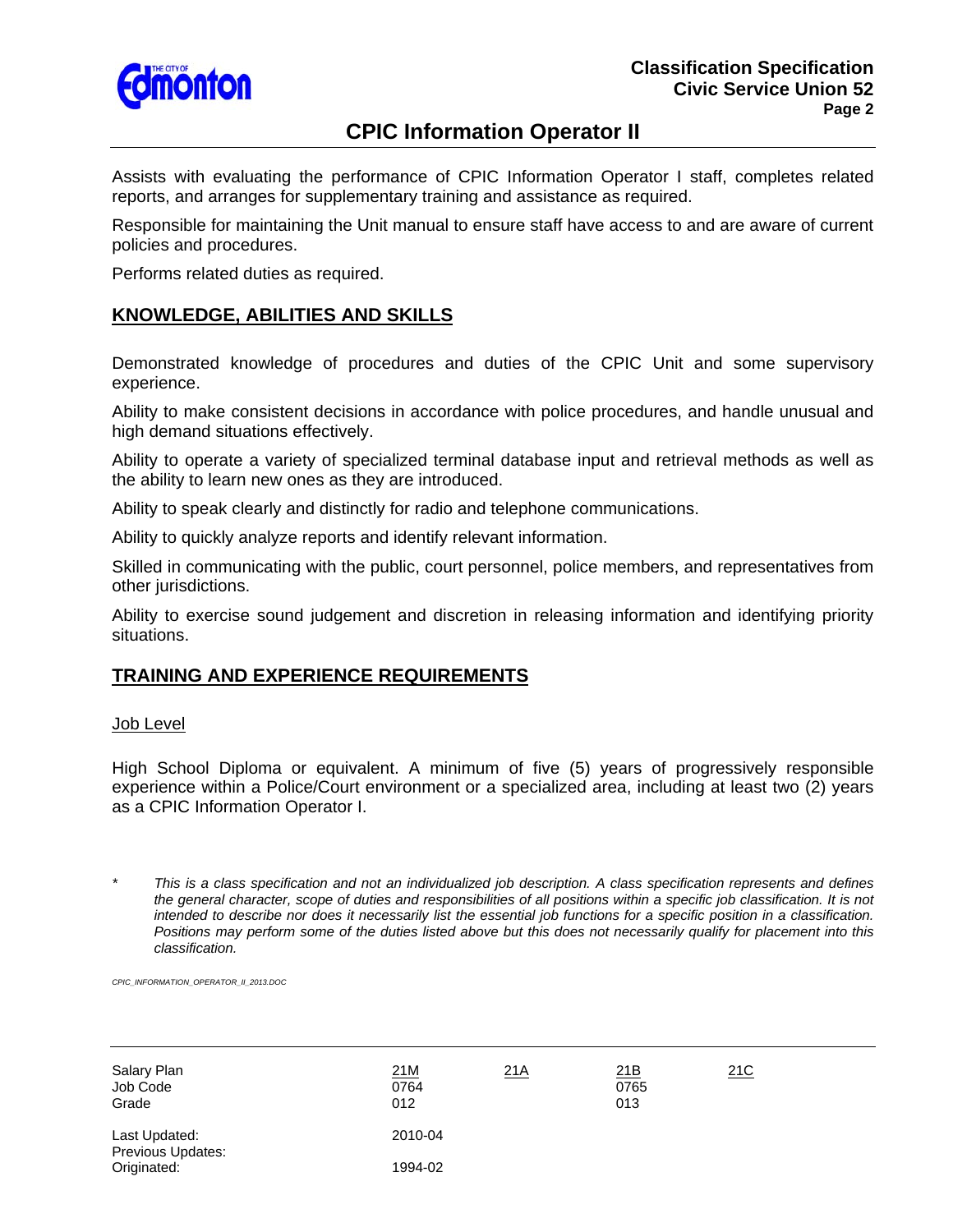Assists with evaluating the performance of CPIC Information Operator I staff, completes related reports, and arranges for supplementary training and assistance as required.

Responsible for maintaining the Unit manual to ensure staff have access to and are aware of current policies and procedures.

Performs related duties as required.

## KNOWLEDGE, ABILITIES AND SKILLS

Demonstrated knowledge of procedures and duties of the CPIC Unit and some supervisory experience.

Ability to make consistent decisions in accordance with police procedures, and handle unusual and high demand situations effectively.

Ability to operate a variety of specialized terminal database input and retrieval methods as well as the ability to learn new ones as they are introduced.

Ability to speak clearly and distinctly for radio and telephone communications.

Ability to quickly analyze reports and identify relevant information.

Skilled in communicating with the public, court personnel, police members, and representatives from other jurisdictions.

Ability to exercise sound judgement and discretion in releasing information and identifying priority situations.

## TRAINING AND EXPERIENCE REQUIREMENTS

Job Level

High School Diploma or equivalent. A minimum of five (5) years of progressively responsible experience within a Police/Court environment or a specialized area, including at least two (2) years as a CPIC Information Operator I.

\* *This is a class specification and not an individualized job description. A class specification represents and defines the general character, scope of duties and responsibilities of all positions within a specific job classification. It is not intended to describe nor does it necessarily list the essential job functions for a specific position in a classification. Positions may perform some of the duties listed above but this does not necessarily qualify for placement into this classification.*

*CPIC_INFORMATION_OPERATOR_II_2013.DOC*

| | | | | |
|---|---|---|---|---|
| Salary Plan | 21M | 21A | 21B | 21C |
| Job Code | 0764 | | 0765 | |
| Grade | 012 | | 013 | |
| Last Updated: | 2010-04 | | | |
| Previous Updates: | | | | |
| Originated: | 1994-02 | | | |